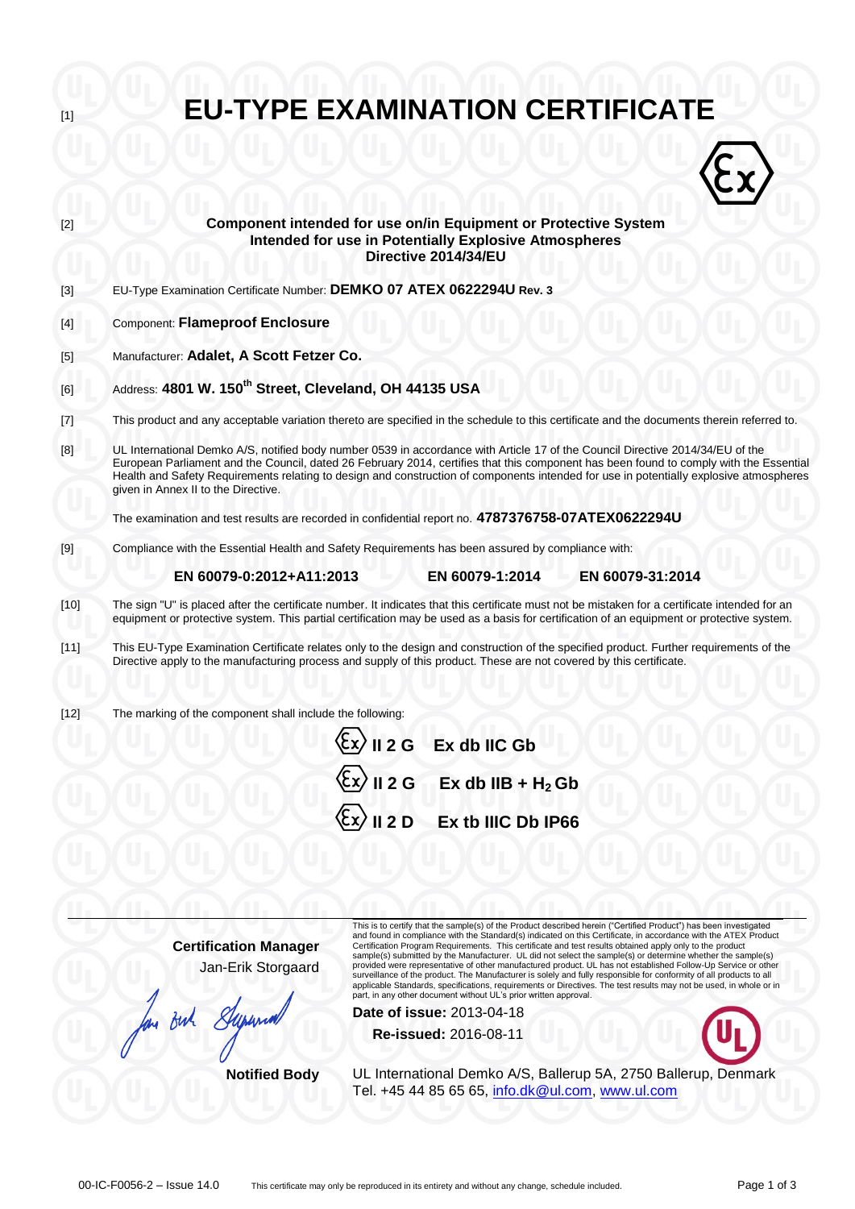[1]

# EU-TYPE EXAMINATION CERTIFICATE

[2]

**Component intended for use on/in Equipment or Protective System Intended for use in Potentially Explosive Atmospheres Directive 2014/34/EU**

[3] EU-Type Examination Certificate Number: **DEMKO 07 ATEX 0622294U Rev. 3**

[4] Component: **Flameproof Enclosure**

[5] Manufacturer: **Adalet, A Scott Fetzer Co.**

[6] Address: **4801 W. 150th Street, Cleveland, OH 44135 USA**

[7] This product and any acceptable variation thereto are specified in the schedule to this certificate and the documents therein referred to.

[8] UL International Demko A/S, notified body number 0539 in accordance with Article 17 of the Council Directive 2014/34/EU of the European Parliament and the Council, dated 26 February 2014, certifies that this component has been found to comply with the Essential Health and Safety Requirements relating to design and construction of components intended for use in potentially explosive atmospheres given in Annex II to the Directive.

The examination and test results are recorded in confidential report no. **4787376758-07ATEX0622294U**

[9] Compliance with the Essential Health and Safety Requirements has been assured by compliance with:

**EN 60079-0:2012+A11:2013** **EN 60079-1:2014** **EN 60079-31:2014**

[10] The sign "U" is placed after the certificate number. It indicates that this certificate must not be mistaken for a certificate intended for an equipment or protective system. This partial certification may be used as a basis for certification of an equipment or protective system.

[11] This EU-Type Examination Certificate relates only to the design and construction of the specified product. Further requirements of the Directive apply to the manufacturing process and supply of this product. These are not covered by this certificate.

[12] The marking of the component shall include the following:

**Ex II 2 G Ex db IIC Gb**

**Ex II 2 G Ex db IIB + $H_2$ Gb**

**Ex II 2 D Ex tb IIIC Db IP66**

**Certification Manager**
Jan-Erik Storgaard

**Notified Body**

This is to certify that the sample(s) of the Product described herein ("Certified Product") has been investigated and found in compliance with the Standard(s) indicated on this Certificate, in accordance with the ATEX Product Certification Program Requirements. This certificate and test results obtained apply only to the product sample(s) submitted by the Manufacturer. UL did not select the sample(s) or determine whether the sample(s) provided were representative of other manufactured product. UL has not established Follow-Up Service or other surveillance of the product. The Manufacturer is solely and fully responsible for conformity of all products to all applicable Standards, specifications, requirements or Directives. The test results may not be used, in whole or in part, in any other document without UL's prior written approval.

**Date of issue:** 2013-04-18

**Re-issued:** 2016-08-11

UL International Demko A/S, Ballerup 5A, 2750 Ballerup, Denmark
Tel. +45 44 85 65 65, info.dk@ul.com, www.ul.com

00-IC-F0056-2 – Issue 14.0 This certificate may only be reproduced in its entirety and without any change, schedule included.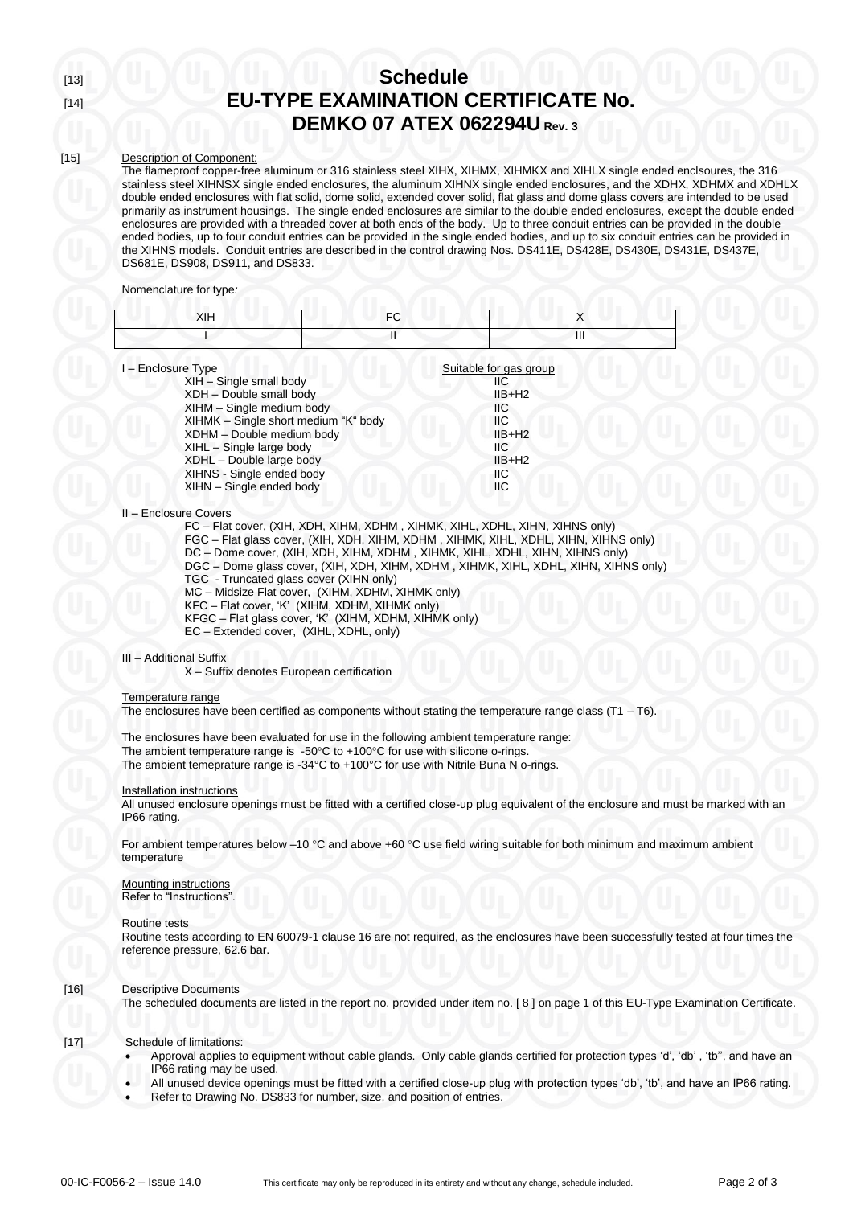[13] **Schedule**

[14] **EU-TYPE EXAMINATION CERTIFICATE No.**

**DEMKO 07 ATEX 062294U Rev. 3**

[15] Description of Component:

The flameproof copper-free aluminum or 316 stainless steel XIHX, XIHMX, XIHMKX and XIHLX single ended enclsoures, the 316 stainless steel XIHNSX single ended enclosures, the aluminum XIHNX single ended enclosures, and the XDHX, XDHMX and XDHLX double ended enclosures with flat solid, dome solid, extended cover solid, flat glass and dome glass covers are intended to be used primarily as instrument housings. The single ended enclosures are similar to the double ended enclosures, except the double ended enclosures are provided with a threaded cover at both ends of the body. Up to three conduit entries can be provided in the double ended bodies, up to four conduit entries can be provided in the single ended bodies, and up to six conduit entries can be provided in the XIHNS models. Conduit entries are described in the control drawing Nos. DS411E, DS428E, DS430E, DS431E, DS437E, DS681E, DS908, DS911, and DS833.

Nomenclature for type:

| XIH | FC | X |
|---|---|---|
| I | II | III |

I – Enclosure Type

| | Suitable for gas group |
|---|---|
| XIH – Single small body | IIC |
| XDH – Double small body | IIB+H2 |
| XIHM – Single medium body | IIC |
| XIHMK – Single short medium "K" body | IIC |
| XDHM – Double medium body | IIB+H2 |
| XIHL – Single large body | IIC |
| XDHL – Double large body | IIB+H2 |
| XIHNS - Single ended body | IIC |
| XIHN – Single ended body | IIC |

II – Enclosure Covers

FC – Flat cover, (XIH, XDH, XIHM, XDHM , XIHMK, XIHL, XDHL, XIHN, XIHNS only)
FGC – Flat glass cover, (XIH, XDH, XIHM, XDHM , XIHMK, XIHL, XDHL, XIHN, XIHNS only)
DC – Dome cover, (XIH, XDH, XIHM, XDHM , XIHMK, XIHL, XDHL, XIHN, XIHNS only)
DGC – Dome glass cover, (XIH, XDH, XIHM, XDHM , XIHMK, XIHL, XDHL, XIHN, XIHNS only)
TGC - Truncated glass cover (XIHN only)
MC – Midsize Flat cover, (XIHM, XDHM, XIHMK only)
KFC – Flat cover, 'K' (XIHM, XDHM, XIHMK only)
KFGC – Flat glass cover, 'K' (XIHM, XDHM, XIHMK only)
EC – Extended cover, (XIHL, XDHL, only)

III – Additional Suffix

X – Suffix denotes European certification

Temperature range

The enclosures have been certified as components without stating the temperature range class (T1 – T6).

The enclosures have been evaluated for use in the following ambient temperature range:
The ambient temperature range is -50°C to +100°C for use with silicone o-rings.
The ambient temeprature range is -34°C to +100°C for use with Nitrile Buna N o-rings.

Installation instructions

All unused enclosure openings must be fitted with a certified close-up plug equivalent of the enclosure and must be marked with an IP66 rating.

For ambient temperatures below –10 °C and above +60 °C use field wiring suitable for both minimum and maximum ambient temperature

Mounting instructions

Refer to "Instructions".

Routine tests

Routine tests according to EN 60079-1 clause 16 are not required, as the enclosures have been successfully tested at four times the reference pressure, 62.6 bar.

[16] Descriptive Documents

The scheduled documents are listed in the report no. provided under item no. [ 8 ] on page 1 of this EU-Type Examination Certificate.

[17] Schedule of limitations:

- Approval applies to equipment without cable glands. Only cable glands certified for protection types 'd', 'db' , 'tb'', and have an IP66 rating may be used.
- All unused device openings must be fitted with a certified close-up plug with protection types 'db', 'tb', and have an IP66 rating.
- Refer to Drawing No. DS833 for number, size, and position of entries.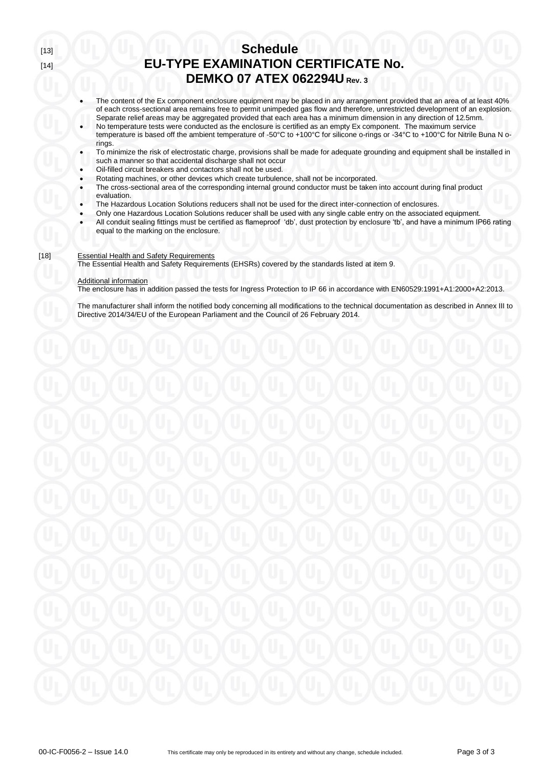[13] **Schedule**

[14] **EU-TYPE EXAMINATION CERTIFICATE No.**

**DEMKO 07 ATEX 062294U Rev. 3**

- The content of the Ex component enclosure equipment may be placed in any arrangement provided that an area of at least 40% of each cross-sectional area remains free to permit unimpeded gas flow and therefore, unrestricted development of an explosion. Separate relief areas may be aggregated provided that each area has a minimum dimension in any direction of 12.5mm.
- No temperature tests were conducted as the enclosure is certified as an empty Ex component. The maximum service temperature is based off the ambient temperature of -50°C to +100°C for silicone o-rings or -34°C to +100°C for Nitrile Buna N o-rings.
- To minimize the risk of electrostatic charge, provisions shall be made for adequate grounding and equipment shall be installed in such a manner so that accidental discharge shall not occur
- Oil-filled circuit breakers and contactors shall not be used.
- Rotating machines, or other devices which create turbulence, shall not be incorporated.
- The cross-sectional area of the corresponding internal ground conductor must be taken into account during final product evaluation.
- The Hazardous Location Solutions reducers shall not be used for the direct inter-connection of enclosures.
- Only one Hazardous Location Solutions reducer shall be used with any single cable entry on the associated equipment.
- All conduit sealing fittings must be certified as flameproof 'db', dust protection by enclosure 'tb', and have a minimum IP66 rating equal to the marking on the enclosure.

[18] Essential Health and Safety Requirements

The Essential Health and Safety Requirements (EHSRs) covered by the standards listed at item 9.

Additional information

The enclosure has in addition passed the tests for Ingress Protection to IP 66 in accordance with EN60529:1991+A1:2000+A2:2013.

The manufacturer shall inform the notified body concerning all modifications to the technical documentation as described in Annex III to Directive 2014/34/EU of the European Parliament and the Council of 26 February 2014.

00-IC-F0056-2 – Issue 14.0 This certificate may only be reproduced in its entirety and without any change, schedule included.